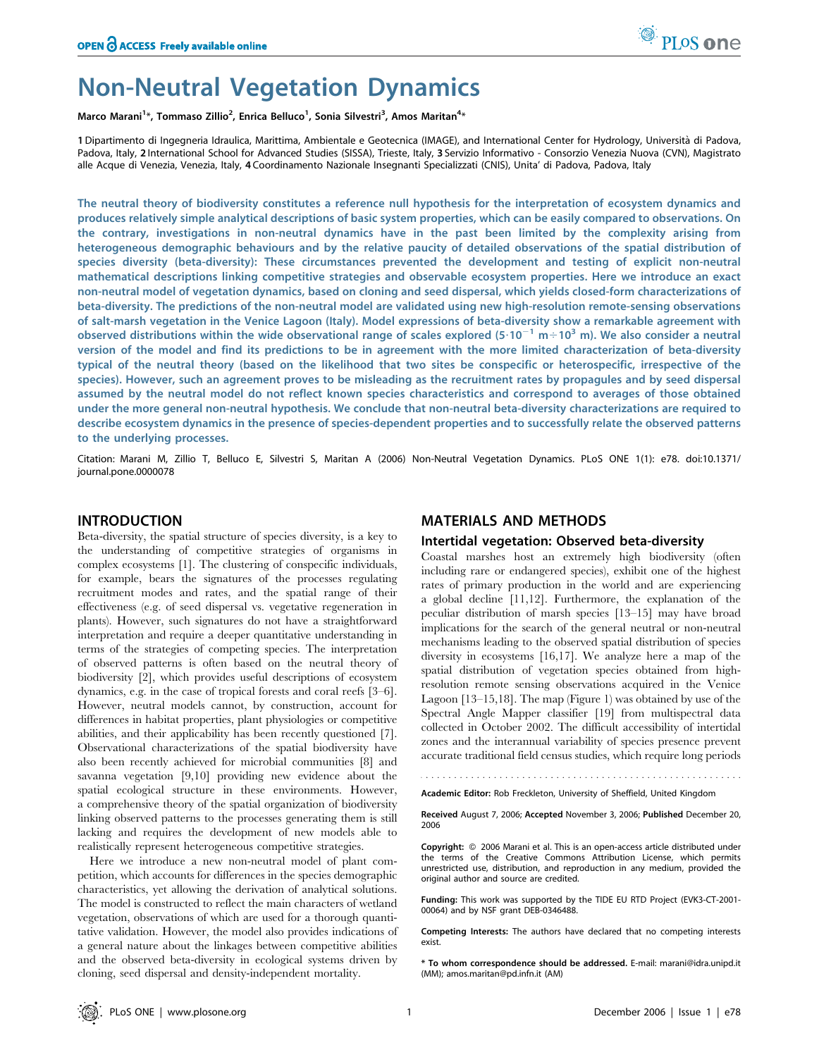# Non-Neutral Vegetation Dynamics

**Marco Marani[1]\*, Tommaso Zillio[2], Enrica Belluco[1], Sonia Silvestri[3], Amos Maritan[4]\***

1 Dipartimento di Ingegneria Idraulica, Marittima, Ambientale e Geotecnica (IMAGE), and International Center for Hydrology, Università di Padova, Padova, Italy, 2 International School for Advanced Studies (SISSA), Trieste, Italy, 3 Servizio Informativo - Consorzio Venezia Nuova (CVN), Magistrato alle Acque di Venezia, Venezia, Italy, 4 Coordinamento Nazionale Insegnanti Specializzati (CNIS), Unita' di Padova, Padova, Italy

**The neutral theory of biodiversity constitutes a reference null hypothesis for the interpretation of ecosystem dynamics and produces relatively simple analytical descriptions of basic system properties, which can be easily compared to observations. On the contrary, investigations in non-neutral dynamics have in the past been limited by the complexity arising from heterogeneous demographic behaviours and by the relative paucity of detailed observations of the spatial distribution of species diversity (beta-diversity): These circumstances prevented the development and testing of explicit non-neutral mathematical descriptions linking competitive strategies and observable ecosystem properties. Here we introduce an exact non-neutral model of vegetation dynamics, based on cloning and seed dispersal, which yields closed-form characterizations of beta-diversity. The predictions of the non-neutral model are validated using new high-resolution remote-sensing observations of salt-marsh vegetation in the Venice Lagoon (Italy). Model expressions of beta-diversity show a remarkable agreement with observed distributions within the wide observational range of scales explored ($5 \cdot 10^{-1}$ m $\div$ $10^{3}$ m). We also consider a neutral version of the model and find its predictions to be in agreement with the more limited characterization of beta-diversity typical of the neutral theory (based on the likelihood that two sites be conspecific or heterospecific, irrespective of the species). However, such an agreement proves to be misleading as the recruitment rates by propagules and by seed dispersal assumed by the neutral model do not reflect known species characteristics and correspond to averages of those obtained under the more general non-neutral hypothesis. We conclude that non-neutral beta-diversity characterizations are required to describe ecosystem dynamics in the presence of species-dependent properties and to successfully relate the observed patterns to the underlying processes.**

Citation: Marani M, Zillio T, Belluco E, Silvestri S, Maritan A (2006) Non-Neutral Vegetation Dynamics. PLoS ONE 1(1): e78. doi:10.1371/journal.pone.0000078

## INTRODUCTION

Beta-diversity, the spatial structure of species diversity, is a key to the understanding of competitive strategies of organisms in complex ecosystems [1]. The clustering of conspecific individuals, for example, bears the signatures of the processes regulating recruitment modes and rates, and the spatial range of their effectiveness (e.g. of seed dispersal vs. vegetative regeneration in plants). However, such signatures do not have a straightforward interpretation and require a deeper quantitative understanding in terms of the strategies of competing species. The interpretation of observed patterns is often based on the neutral theory of biodiversity [2], which provides useful descriptions of ecosystem dynamics, e.g. in the case of tropical forests and coral reefs [3–6]. However, neutral models cannot, by construction, account for differences in habitat properties, plant physiologies or competitive abilities, and their applicability has been recently questioned [7]. Observational characterizations of the spatial biodiversity have also been recently achieved for microbial communities [8] and savanna vegetation [9,10] providing new evidence about the spatial ecological structure in these environments. However, a comprehensive theory of the spatial organization of biodiversity linking observed patterns to the processes generating them is still lacking and requires the development of new models able to realistically represent heterogeneous competitive strategies.

Here we introduce a new non-neutral model of plant competition, which accounts for differences in the species demographic characteristics, yet allowing the derivation of analytical solutions. The model is constructed to reflect the main characters of wetland vegetation, observations of which are used for a thorough quantitative validation. However, the model also provides indications of a general nature about the linkages between competitive abilities and the observed beta-diversity in ecological systems driven by cloning, seed dispersal and density-independent mortality.

## MATERIALS AND METHODS

### Intertidal vegetation: Observed beta-diversity

Coastal marshes host an extremely high biodiversity (often including rare or endangered species), exhibit one of the highest rates of primary production in the world and are experiencing a global decline [11,12]. Furthermore, the explanation of the peculiar distribution of marsh species [13–15] may have broad implications for the search of the general neutral or non-neutral mechanisms leading to the observed spatial distribution of species diversity in ecosystems [16,17]. We analyze here a map of the spatial distribution of vegetation species obtained from high-resolution remote sensing observations acquired in the Venice Lagoon [13–15,18]. The map (Figure 1) was obtained by use of the Spectral Angle Mapper classifier [19] from multispectral data collected in October 2002. The difficult accessibility of intertidal zones and the interannual variability of species presence prevent accurate traditional field census studies, which require long periods

Academic Editor: Rob Freckleton, University of Sheffield, United Kingdom

Received August 7, 2006; Accepted November 3, 2006; Published December 20, 2006

Copyright: © 2006 Marani et al. This is an open-access article distributed under the terms of the Creative Commons Attribution License, which permits unrestricted use, distribution, and reproduction in any medium, provided the original author and source are credited.

Funding: This work was supported by the TIDE EU RTD Project (EVK3-CT-2001-00064) and by NSF grant DEB-0346488.

Competing Interests: The authors have declared that no competing interests exist.

\* To whom correspondence should be addressed. E-mail: marani@idra.unipd.it (MM); amos.maritan@pd.infn.it (AM)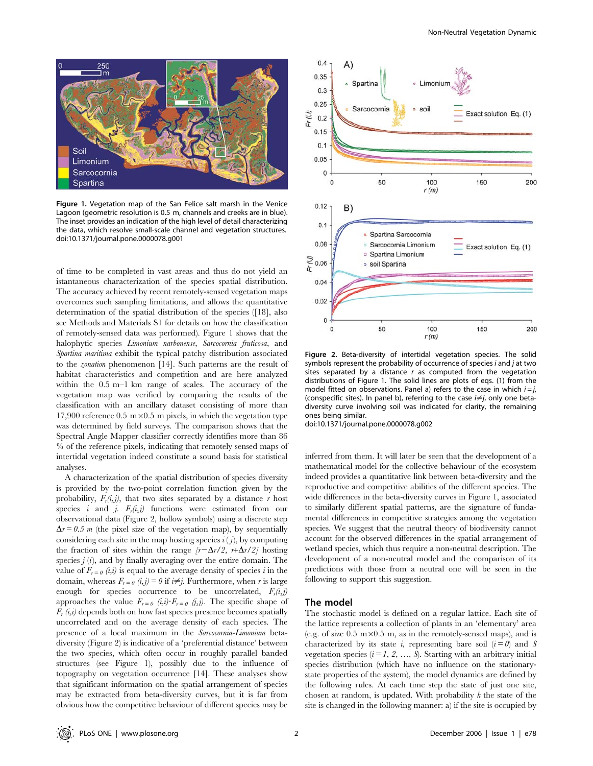**Figure 1.** Vegetation map of the San Felice salt marsh in the Venice Lagoon (geometric resolution is 0.5 m, channels and creeks are in blue). The inset provides an indication of the high level of detail characterizing the data, which resolve small-scale channel and vegetation structures.
doi:10.1371/journal.pone.0000078.g001

of time to be completed in vast areas and thus do not yield an istantaneous characterization of the species spatial distribution. The accuracy achieved by recent remotely-sensed vegetation maps overcomes such sampling limitations, and allows the quantitative determination of the spatial distribution of the species ([18], also see Methods and Materials S1 for details on how the classification of remotely-sensed data was performed). Figure 1 shows that the halophytic species *Limonium narbonense*, *Sarcocornia fruticosa*, and *Spartina maritima* exhibit the typical patchy distribution associated to the *zonation* phenomenon [14]. Such patterns are the result of habitat characteristics and competition and are here analyzed within the 0.5 m–1 km range of scales. The accuracy of the vegetation map was verified by comparing the results of the classification with an ancillary dataset consisting of more than 17,900 reference 0.5 m×0.5 m pixels, in which the vegetation type was determined by field surveys. The comparison shows that the Spectral Angle Mapper classifier correctly identifies more than 86 % of the reference pixels, indicating that remotely sensed maps of intertidal vegetation indeed constitute a sound basis for statistical analyses.

A characterization of the spatial distribution of species diversity is provided by the two-point correlation function given by the probability, $F_r(i,j)$, that two sites separated by a distance $r$ host species $i$ and $j$. $F_r(i,j)$ functions were estimated from our observational data (Figure 2, hollow symbols) using a discrete step $\Delta r = 0.5\ m$ (the pixel size of the vegetation map), by sequentially considering each site in the map hosting species $i$ ($j$), by computing the fraction of sites within the range $[r-\Delta r/2,\ r+\Delta r/2]$ hosting species $j$ ($i$), and by finally averaging over the entire domain. The value of $F_{r=0}(i,i)$ is equal to the average density of species $i$ in the domain, whereas $F_{r=0}(i,j) = 0$ if $i \neq j$. Furthermore, when $r$ is large enough for species occurrence to be uncorrelated, $F_r(i,j)$ approaches the value $F_{r=0}(i,i) \cdot F_{r=0}(j,j)$. The specific shape of $F_r(i,i)$ depends both on how fast species presence becomes spatially uncorrelated and on the average density of each species. The presence of a local maximum in the *Sarcocornia-Limonium* beta-diversity (Figure 2) is indicative of a 'preferential distance' between the two species, which often occur in roughly parallel banded structures (see Figure 1), possibly due to the influence of topography on vegetation occurrence [14]. These analyses show that significant information on the spatial arrangement of species may be extracted from beta-diversity curves, but it is far from obvious how the competitive behaviour of different species may be inferred from them. It will later be seen that the development of a mathematical model for the collective behaviour of the ecosystem indeed provides a quantitative link between beta-diversity and the reproductive and competitive abilities of the different species. The wide differences in the beta-diversity curves in Figure 1, associated to similarly different spatial patterns, are the signature of fundamental differences in competitive strategies among the vegetation species. We suggest that the neutral theory of biodiversity cannot account for the observed differences in the spatial arrangement of wetland species, which thus require a non-neutral description. The development of a non-neutral model and the comparison of its predictions with those from a neutral one will be seen in the following to support this suggestion.

**Figure 2.** Beta-diversity of intertidal vegetation species. The solid symbols represent the probability of occurrence of species $i$ and $j$ at two sites separated by a distance $r$ as computed from the vegetation distributions of Figure 1. The solid lines are plots of eqs. (1) from the model fitted on observations. Panel a) refers to the case in which $i = j$, (conspecific sites). In panel b), referring to the case $i \neq j$, only one beta-diversity curve involving soil was indicated for clarity, the remaining ones being similar.
doi:10.1371/journal.pone.0000078.g002

## The model

The stochastic model is defined on a regular lattice. Each site of the lattice represents a collection of plants in an 'elementary' area (e.g. of size 0.5 m×0.5 m, as in the remotely-sensed maps), and is characterized by its state $i$, representing bare soil ($i = 0$) and $S$ vegetation species ($i = 1, 2, \ldots, S$). Starting with an arbitrary initial species distribution (which have no influence on the stationary-state properties of the system), the model dynamics are defined by the following rules. At each time step the state of just one site, chosen at random, is updated. With probability $k$ the state of the site is changed in the following manner: a) if the site is occupied by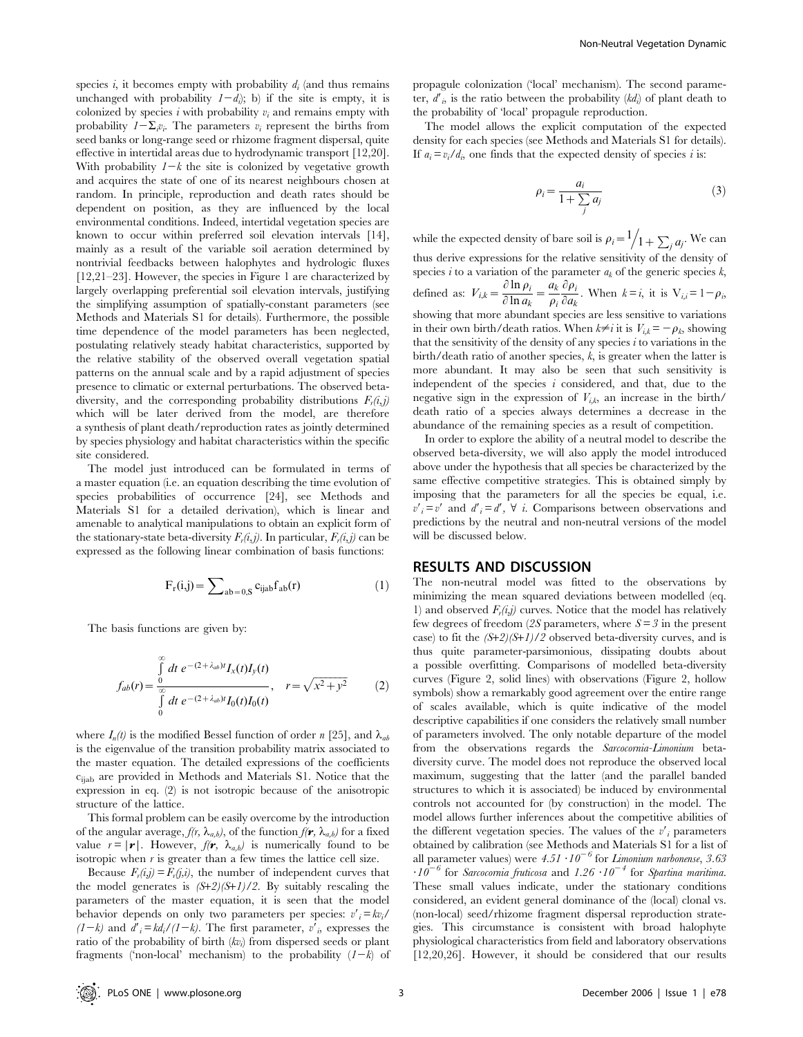species $i$, it becomes empty with probability $d_i$ (and thus remains unchanged with probability $1-d_i$); b) if the site is empty, it is colonized by species $i$ with probability $v_i$ and remains empty with probability $1-\Sigma_i v_i$. The parameters $v_i$ represent the births from seed banks or long-range seed or rhizome fragment dispersal, quite effective in intertidal areas due to hydrodynamic transport [12,20]. With probability $1-k$ the site is colonized by vegetative growth and acquires the state of one of its nearest neighbours chosen at random. In principle, reproduction and death rates should be dependent on position, as they are influenced by the local environmental conditions. Indeed, intertidal vegetation species are known to occur within preferred soil elevation intervals [14], mainly as a result of the variable soil aeration determined by nontrivial feedbacks between halophytes and hydrologic fluxes [12,21–23]. However, the species in Figure 1 are characterized by largely overlapping preferential soil elevation intervals, justifying the simplifying assumption of spatially-constant parameters (see Methods and Materials S1 for details). Furthermore, the possible time dependence of the model parameters has been neglected, postulating relatively steady habitat characteristics, supported by the relative stability of the observed overall vegetation spatial patterns on the annual scale and by a rapid adjustment of species presence to climatic or external perturbations. The observed beta-diversity, and the corresponding probability distributions $F_r(i,j)$ which will be later derived from the model, are therefore a synthesis of plant death/reproduction rates as jointly determined by species physiology and habitat characteristics within the specific site considered.

The model just introduced can be formulated in terms of a master equation (i.e. an equation describing the time evolution of species probabilities of occurrence [24], see Methods and Materials S1 for a detailed derivation), which is linear and amenable to analytical manipulations to obtain an explicit form of the stationary-state beta-diversity $F_r(i,j)$. In particular, $F_r(i,j)$ can be expressed as the following linear combination of basis functions:

$$F_r(i,j) = \sum_{ab=0,S} c_{ijab} f_{ab}(r) \qquad (1)$$

The basis functions are given by:

$$f_{ab}(r) = \frac{\int_0^\infty dt\; e^{-(2+\lambda_{ab})t} I_x(t) I_y(t)}{\int_0^\infty dt\; e^{-(2+\lambda_{ab})t} I_0(t) I_0(t)}, \quad r = \sqrt{x^2+y^2} \qquad (2)$$

where $I_n(t)$ is the modified Bessel function of order $n$ [25], and $\lambda_{ab}$ is the eigenvalue of the transition probability matrix associated to the master equation. The detailed expressions of the coefficients $c_{ijab}$ are provided in Methods and Materials S1. Notice that the expression in eq. (2) is not isotropic because of the anisotropic structure of the lattice.

This formal problem can be easily overcome by the introduction of the angular average, $f(r, \lambda_{a,b})$, of the function $f(\boldsymbol{r}, \lambda_{a,b})$ for a fixed value $r = |\boldsymbol{r}|$. However, $f(\boldsymbol{r}, \lambda_{a,b})$ is numerically found to be isotropic when $r$ is greater than a few times the lattice cell size.

Because $F_r(i,j) = F_r(j,i)$, the number of independent curves that the model generates is $(S+2)(S+1)/2$. By suitably rescaling the parameters of the master equation, it is seen that the model behavior depends on only two parameters per species: $v'_i = kv_i/(1-k)$ and $d'_i = kd_i/(1-k)$. The first parameter, $v'_i$, expresses the ratio of the probability of birth ($kv_i$) from dispersed seeds or plant fragments ('non-local' mechanism) to the probability $(1-k)$ of propagule colonization ('local' mechanism). The second parameter, $d'_i$, is the ratio between the probability ($kd_i$) of plant death to the probability of 'local' propagule reproduction.

The model allows the explicit computation of the expected density for each species (see Methods and Materials S1 for details). If $a_i = v_i/d_i$, one finds that the expected density of species $i$ is:

$$\rho_i = \frac{a_i}{1+\sum_j a_j} \qquad (3)$$

while the expected density of bare soil is $\rho_i = 1\Big/1+\sum_j a_j$. We can thus derive expressions for the relative sensitivity of the density of species $i$ to a variation of the parameter $a_k$ of the generic species $k$, defined as: $V_{i,k} = \frac{\partial \ln \rho_i}{\partial \ln a_k} = \frac{a_k}{\rho_i}\frac{\partial \rho_i}{\partial a_k}$. When $k=i$, it is $V_{i,i} = 1-\rho_i$, showing that more abundant species are less sensitive to variations in their own birth/death ratios. When $k \neq i$ it is $V_{i,k} = -\rho_k$, showing that the sensitivity of the density of any species $i$ to variations in the birth/death ratio of another species, $k$, is greater when the latter is more abundant. It may also be seen that such sensitivity is independent of the species $i$ considered, and that, due to the negative sign in the expression of $V_{i,k}$, an increase in the birth/death ratio of a species always determines a decrease in the abundance of the remaining species as a result of competition.

In order to explore the ability of a neutral model to describe the observed beta-diversity, we will also apply the model introduced above under the hypothesis that all species be characterized by the same effective competitive strategies. This is obtained simply by imposing that the parameters for all the species be equal, i.e. $v'_i = v'$ and $d'_i = d'$, $\forall$ $i$. Comparisons between observations and predictions by the neutral and non-neutral versions of the model will be discussed below.

## RESULTS AND DISCUSSION

The non-neutral model was fitted to the observations by minimizing the mean squared deviations between modelled (eq. 1) and observed $F_r(i,j)$ curves. Notice that the model has relatively few degrees of freedom ($2S$ parameters, where $S=3$ in the present case) to fit the $(S+2)(S+1)/2$ observed beta-diversity curves, and is thus quite parameter-parsimonious, dissipating doubts about a possible overfitting. Comparisons of modelled beta-diversity curves (Figure 2, solid lines) with observations (Figure 2, hollow symbols) show a remarkably good agreement over the entire range of scales available, which is quite indicative of the model descriptive capabilities if one considers the relatively small number of parameters involved. The only notable departure of the model from the observations regards the *Sarcocornia-Limonium* beta-diversity curve. The model does not reproduce the observed local maximum, suggesting that the latter (and the parallel banded structures to which it is associated) be induced by environmental controls not accounted for (by construction) in the model. The model allows further inferences about the competitive abilities of the different vegetation species. The values of the $v'_i$ parameters obtained by calibration (see Methods and Materials S1 for a list of all parameter values) were $4.51 \cdot 10^{-6}$ for *Limonium narbonense*, $3.63 \cdot 10^{-6}$ for *Sarcocornia fruticosa* and $1.26 \cdot 10^{-4}$ for *Spartina maritima*. These small values indicate, under the stationary conditions considered, an evident general dominance of the (local) clonal vs. (non-local) seed/rhizome fragment dispersal reproduction strategies. This circumstance is consistent with broad halophyte physiological characteristics from field and laboratory observations [12,20,26]. However, it should be considered that our results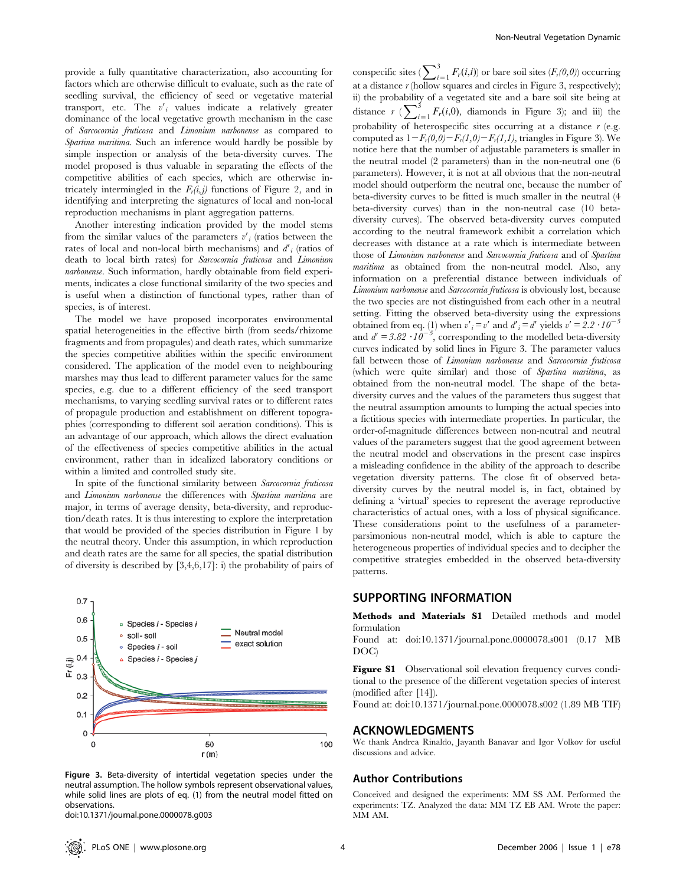provide a fully quantitative characterization, also accounting for factors which are otherwise difficult to evaluate, such as the rate of seedling survival, the efficiency of seed or vegetative material transport, etc. The $v'_i$ values indicate a relatively greater dominance of the local vegetative growth mechanism in the case of *Sarcocornia fruticosa* and *Limonium narbonense* as compared to *Spartina maritima*. Such an inference would hardly be possible by simple inspection or analysis of the beta-diversity curves. The model proposed is thus valuable in separating the effects of the competitive abilities of each species, which are otherwise intricately intermingled in the $F_r(i,j)$ functions of Figure 2, and in identifying and interpreting the signatures of local and non-local reproduction mechanisms in plant aggregation patterns.

Another interesting indication provided by the model stems from the similar values of the parameters $v'_i$ (ratios between the rates of local and non-local birth mechanisms) and $d'_i$ (ratios of death to local birth rates) for *Sarcocornia fruticosa* and *Limonium narbonense*. Such information, hardly obtainable from field experiments, indicates a close functional similarity of the two species and is useful when a distinction of functional types, rather than of species, is of interest.

The model we have proposed incorporates environmental spatial heterogeneities in the effective birth (from seeds/rhizome fragments and from propagules) and death rates, which summarize the species competitive abilities within the specific environment considered. The application of the model even to neighbouring marshes may thus lead to different parameter values for the same species, e.g. due to a different efficiency of the seed transport mechanisms, to varying seedling survival rates or to different rates of propagule production and establishment on different topographies (corresponding to different soil aeration conditions). This is an advantage of our approach, which allows the direct evaluation of the effectiveness of species competitive abilities in the actual environment, rather than in idealized laboratory conditions or within a limited and controlled study site.

In spite of the functional similarity between *Sarcocornia fruticosa* and *Limonium narbonense* the differences with *Spartina maritima* are major, in terms of average density, beta-diversity, and reproduction/death rates. It is thus interesting to explore the interpretation that would be provided of the species distribution in Figure 1 by the neutral theory. Under this assumption, in which reproduction and death rates are the same for all species, the spatial distribution of diversity is described by [3,4,6,17]: i) the probability of pairs of conspecific sites ($\sum_{i=1}^{3} F_r(i,i)$) or bare soil sites ($F_r(0,0)$) occurring at a distance $r$ (hollow squares and circles in Figure 3, respectively); ii) the probability of a vegetated site and a bare soil site being at distance $r$ ($\sum_{i=1}^{3} F_r(i,0)$, diamonds in Figure 3); and iii) the probability of heterospecific sites occurring at a distance $r$ (e.g. computed as $1-F_r(0,0)-F_r(1,0)-F_r(1,1)$, triangles in Figure 3). We notice here that the number of adjustable parameters is smaller in the neutral model (2 parameters) than in the non-neutral one (6 parameters). However, it is not at all obvious that the non-neutral model should outperform the neutral one, because the number of beta-diversity curves to be fitted is much smaller in the neutral (4 beta-diversity curves) than in the non-neutral case (10 beta-diversity curves). The observed beta-diversity curves computed according to the neutral framework exhibit a correlation which decreases with distance at a rate which is intermediate between those of *Limonium narbonense* and *Sarcocornia fruticosa* and of *Spartina maritima* as obtained from the non-neutral model. Also, any information on a preferential distance between individuals of *Limonium narbonense* and *Sarcocornia fruticosa* is obviously lost, because the two species are not distinguished from each other in a neutral setting. Fitting the observed beta-diversity using the expressions obtained from eq. (1) when $v'_i = v'$ and $d'_i = d'$ yields $v' = 2.2 \cdot 10^{-3}$ and $d' = 3.82 \cdot 10^{-5}$, corresponding to the modelled beta-diversity curves indicated by solid lines in Figure 3. The parameter values fall between those of *Limonium narbonense* and *Sarcocornia fruticosa* (which were quite similar) and those of *Spartina maritima*, as obtained from the non-neutral model. The shape of the beta-diversity curves and the values of the parameters thus suggest that the neutral assumption amounts to lumping the actual species into a fictitious species with intermediate properties. In particular, the order-of-magnitude differences between non-neutral and neutral values of the parameters suggest that the good agreement between the neutral model and observations in the present case inspires a misleading confidence in the ability of the approach to describe vegetation diversity patterns. The close fit of observed beta-diversity curves by the neutral model is, in fact, obtained by defining a 'virtual' species to represent the average reproductive characteristics of actual ones, with a loss of physical significance. These considerations point to the usefulness of a parameter-parsimonious non-neutral model, which is able to capture the heterogeneous properties of individual species and to decipher the competitive strategies embedded in the observed beta-diversity patterns.

Figure 3. Beta-diversity of intertidal vegetation species under the neutral assumption. The hollow symbols represent observational values, while solid lines are plots of eq. (1) from the neutral model fitted on observations.
doi:10.1371/journal.pone.0000078.g003

## SUPPORTING INFORMATION

**Methods and Materials S1** Detailed methods and model formulation
Found at: doi:10.1371/journal.pone.0000078.s001 (0.17 MB DOC)

**Figure S1** Observational soil elevation frequency curves conditional to the presence of the different vegetation species of interest (modified after [14]).
Found at: doi:10.1371/journal.pone.0000078.s002 (1.89 MB TIF)

## ACKNOWLEDGMENTS

We thank Andrea Rinaldo, Jayanth Banavar and Igor Volkov for useful discussions and advice.

### Author Contributions

Conceived and designed the experiments: MM SS AM. Performed the experiments: TZ. Analyzed the data: MM TZ EB AM. Wrote the paper: MM AM.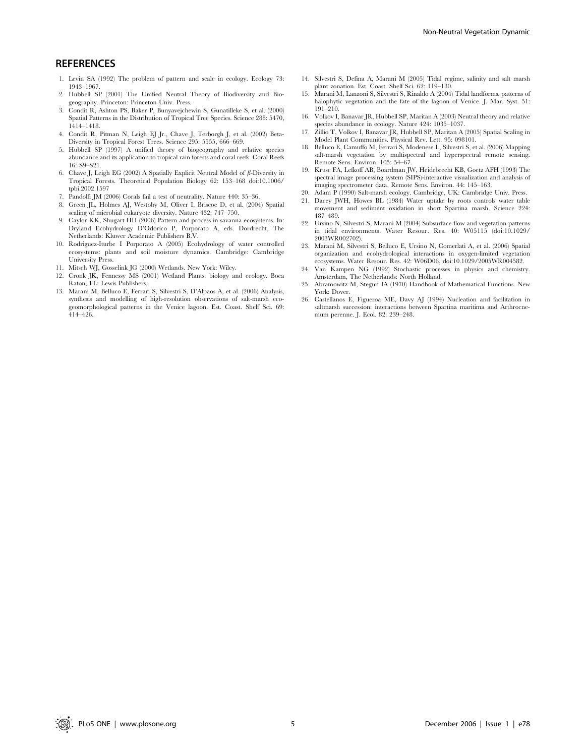## REFERENCES

1. Levin SA (1992) The problem of pattern and scale in ecology. Ecology 73: 1943–1967.
2. Hubbell SP (2001) The Unified Neutral Theory of Biodiversity and Biogeography. Princeton: Princeton Univ. Press.
3. Condit R, Ashton PS, Baker P, Bunyavejchewin S, Gunatilleke S, et al. (2000) Spatial Patterns in the Distribution of Tropical Tree Species. Science 288: 5470, 1414–1418.
4. Condit R, Pitman N, Leigh EJ Jr., Chave J, Terborgh J, et al. (2002) Beta-Diversity in Tropical Forest Trees. Science 295: 5555, 666–669.
5. Hubbell SP (1997) A unified theory of biogeography and relative species abundance and its application to tropical rain forests and coral reefs. Coral Reefs 16: S9–S21.
6. Chave J, Leigh EG (2002) A Spatially Explicit Neutral Model of β-Diversity in Tropical Forests. Theoretical Population Biology 62: 153–168 doi:10.1006/tpbi.2002.1597
7. Pandolfi JM (2006) Corals fail a test of neutrality. Nature 440: 35–36.
8. Green JL, Holmes AJ, Westoby M, Oliver I, Briscoe D, et al. (2004) Spatial scaling of microbial eukaryote diversity. Nature 432: 747–750.
9. Caylor KK, Shugart HH (2006) Pattern and process in savanna ecosystems. In: Dryland Ecohydrology D'Odorico P, Porporato A, eds. Dordrecht, The Netherlands: Kluwer Academic Publishers B.V.
10. Rodriguez-Iturbe I Porporato A (2005) Ecohydrology of water controlled ecosystems: plants and soil moisture dynamics. Cambridge: Cambridge University Press.
11. Mitsch WJ, Gosselink JG (2000) Wetlands. New York: Wiley.
12. Cronk JK, Fennessy MS (2001) Wetland Plants: biology and ecology. Boca Raton, FL: Lewis Publishers.
13. Marani M, Belluco E, Ferrari S, Silvestri S, D'Alpaos A, et al. (2006) Analysis, synthesis and modelling of high-resolution observations of salt-marsh eco-geomorphological patterns in the Venice lagoon. Est. Coast. Shelf Sci. 69: 414–426.
14. Silvestri S, Defina A, Marani M (2005) Tidal regime, salinity and salt marsh plant zonation. Est. Coast. Shelf Sci. 62: 119–130.
15. Marani M, Lanzoni S, Silvestri S, Rinaldo A (2004) Tidal landforms, patterns of halophytic vegetation and the fate of the lagoon of Venice. J. Mar. Syst. 51: 191–210.
16. Volkov I, Banavar JR, Hubbell SP, Maritan A (2003) Neutral theory and relative species abundance in ecology. Nature 424: 1035–1037.
17. Zillio T, Volkov I, Banavar JR, Hubbell SP, Maritan A (2005) Spatial Scaling in Model Plant Communities. Physical Rev. Lett. 95: 098101.
18. Belluco E, Camuffo M, Ferrari S, Modenese L, Silvestri S, et al. (2006) Mapping salt-marsh vegetation by multispectral and hyperspectral remote sensing. Remote Sens. Environ. 105: 54–67.
19. Kruse FA, Lefkoff AB, Boardman JW, Heidebrecht KB, Goetz AFH (1993) The spectral image processing system (SIPS)-interactive visualization and analysis of imaging spectrometer data. Remote Sens. Environ. 44: 145–163.
20. Adam P (1990) Salt-marsh ecology. Cambridge, UK: Cambridge Univ. Press.
21. Dacey JWH, Howes BL (1984) Water uptake by roots controls water table movement and sediment oxidation in short Spartina marsh. Science 224: 487–489.
22. Ursino N, Silvestri S, Marani M (2004) Subsurface flow and vegetation patterns in tidal environments. Water Resour. Res. 40: W05115 (doi:10.1029/2003WR002702).
23. Marani M, Silvestri S, Belluco E, Ursino N, Comerlati A, et al. (2006) Spatial organization and ecohydrological interactions in oxygen-limited vegetation ecosystems. Water Resour. Res. 42: W06D06, doi:10.1029/2005WR004582.
24. Van Kampen NG (1992) Stochastic processes in physics and chemistry. Amsterdam, The Netherlands: North Holland.
25. Abramowitz M, Stegun IA (1970) Handbook of Mathematical Functions. New York: Dover.
26. Castellanos E, Figueroa ME, Davy AJ (1994) Nucleation and facilitation in saltmarsh succession: interactions between Spartina maritima and Arthrocnemum perenne. J. Ecol. 82: 239–248.